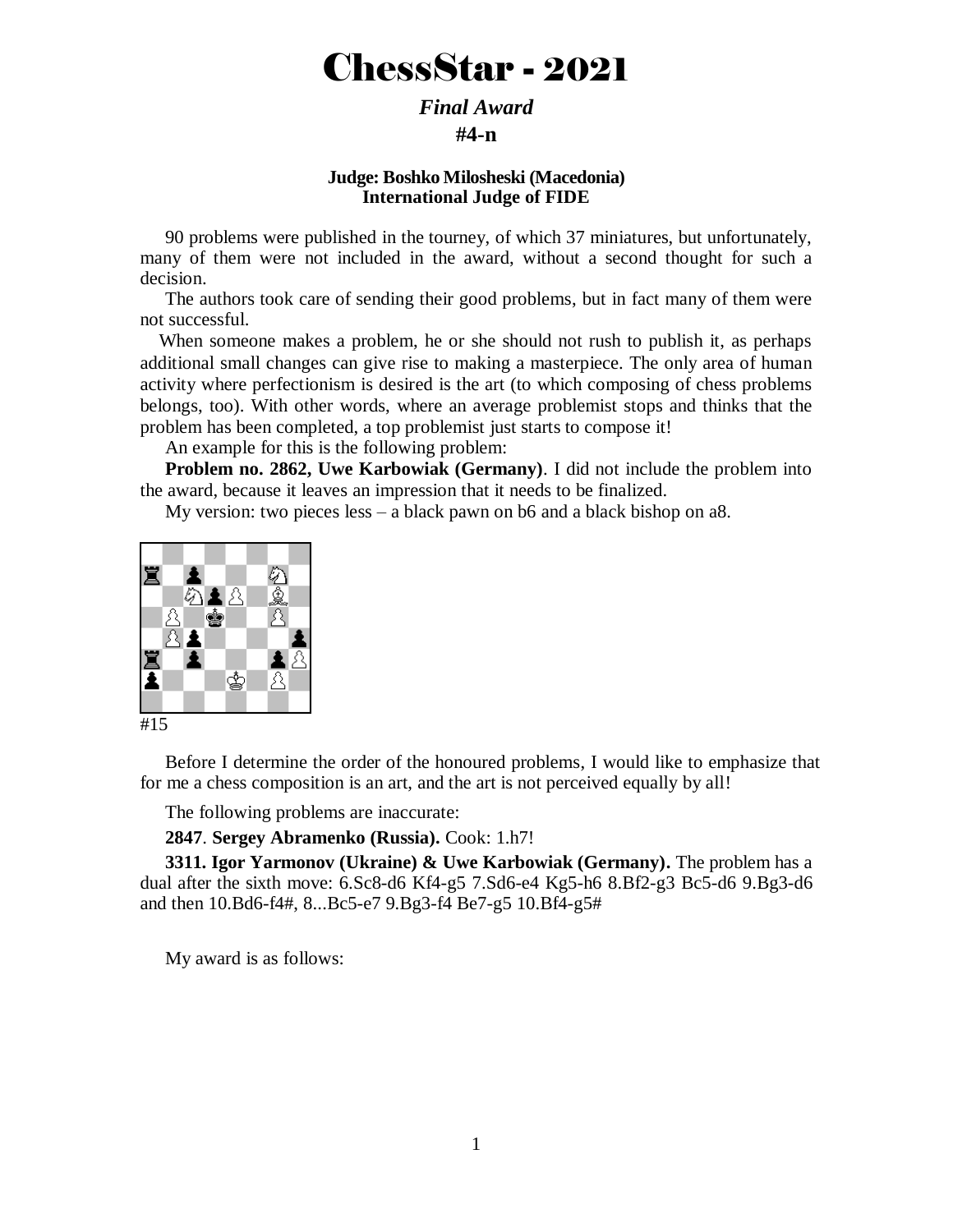# ChessStar - 2021

### *Final Award*

### #4-n

**Judge: Boshko Milosheski (Macedonia)**
**International Judge of FIDE**

90 problems were published in the tourney, of which 37 miniatures, but unfortunately, many of them were not included in the award, without a second thought for such a decision.

The authors took care of sending their good problems, but in fact many of them were not successful.

When someone makes a problem, he or she should not rush to publish it, as perhaps additional small changes can give rise to making a masterpiece. The only area of human activity where perfectionism is desired is the art (to which composing of chess problems belongs, too). With other words, where an average problemist stops and thinks that the problem has been completed, a top problemist just starts to compose it!

An example for this is the following problem:

**Problem no. 2862, Uwe Karbowiak (Germany)**. I did not include the problem into the award, because it leaves an impression that it needs to be finalized.

My version: two pieces less – a black pawn on b6 and a black bishop on a8.

#15

Before I determine the order of the honoured problems, I would like to emphasize that for me a chess composition is an art, and the art is not perceived equally by all!

The following problems are inaccurate:

**2847**. **Sergey Abramenko (Russia).** Cook: 1.h7!

**3311. Igor Yarmonov (Ukraine) & Uwe Karbowiak (Germany).** The problem has a dual after the sixth move: 6.Sc8-d6 Kf4-g5 7.Sd6-e4 Kg5-h6 8.Bf2-g3 Bc5-d6 9.Bg3-d6 and then 10.Bd6-f4#, 8...Bc5-e7 9.Bg3-f4 Be7-g5 10.Bf4-g5#

My award is as follows: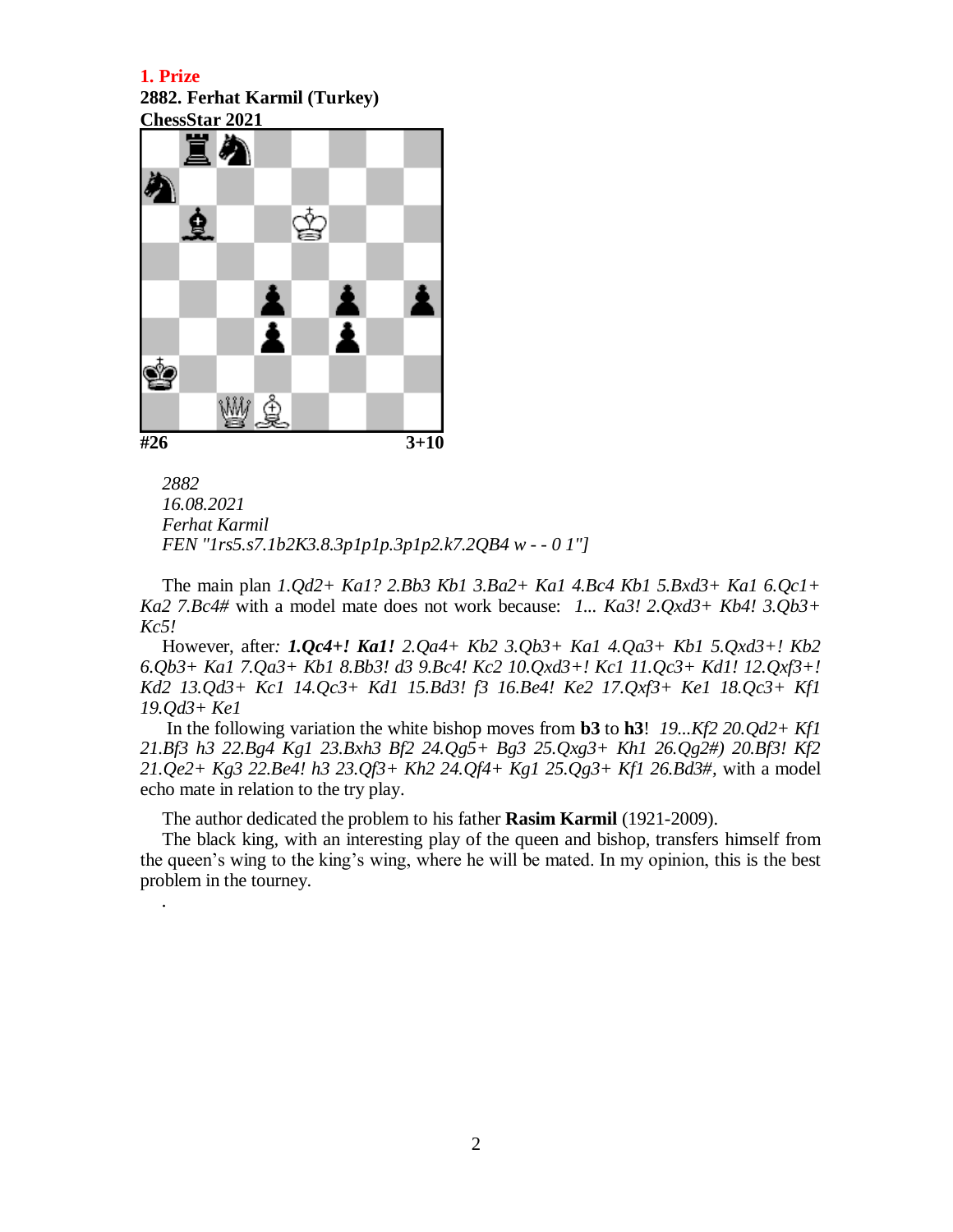**1. Prize**
**2882. Ferhat Karmil (Turkey)**
**ChessStar 2021**

**#26** **3+10**

*2882*
*16.08.2021*
*Ferhat Karmil*
*FEN "1rs5.s7.1b2K3.8.3p1p1p.3p1p2.k7.2QB4 w - - 0 1"]*

The main plan *1.Qd2+ Ka1? 2.Bb3 Kb1 3.Ba2+ Ka1 4.Bc4 Kb1 5.Bxd3+ Ka1 6.Qc1+ Ka2 7.Bc4#* with a model mate does not work because: *1... Ka3! 2.Qxd3+ Kb4! 3.Qb3+ Kc5!*

However, after*:* ***1.Qc4+! Ka1!*** *2.Qa4+ Kb2 3.Qb3+ Ka1 4.Qa3+ Kb1 5.Qxd3+! Kb2 6.Qb3+ Ka1 7.Qa3+ Kb1 8.Bb3! d3 9.Bc4! Kc2 10.Qxd3+! Kc1 11.Qc3+ Kd1! 12.Qxf3+! Kd2 13.Qd3+ Kc1 14.Qc3+ Kd1 15.Bd3! f3 16.Be4! Ke2 17.Qxf3+ Ke1 18.Qc3+ Kf1 19.Qd3+ Ke1*

In the following variation the white bishop moves from **b3** to **h3**! *19...Kf2 20.Qd2+ Kf1 21.Bf3 h3 22.Bg4 Kg1 23.Bxh3 Bf2 24.Qg5+ Bg3 25.Qxg3+ Kh1 26.Qg2#) 20.Bf3! Kf2 21.Qe2+ Kg3 22.Be4! h3 23.Qf3+ Kh2 24.Qf4+ Kg1 25.Qg3+ Kf1 26.Bd3#*, with a model echo mate in relation to the try play.

The author dedicated the problem to his father **Rasim Karmil** (1921-2009).

The black king, with an interesting play of the queen and bishop, transfers himself from the queen's wing to the king's wing, where he will be mated. In my opinion, this is the best problem in the tourney.

.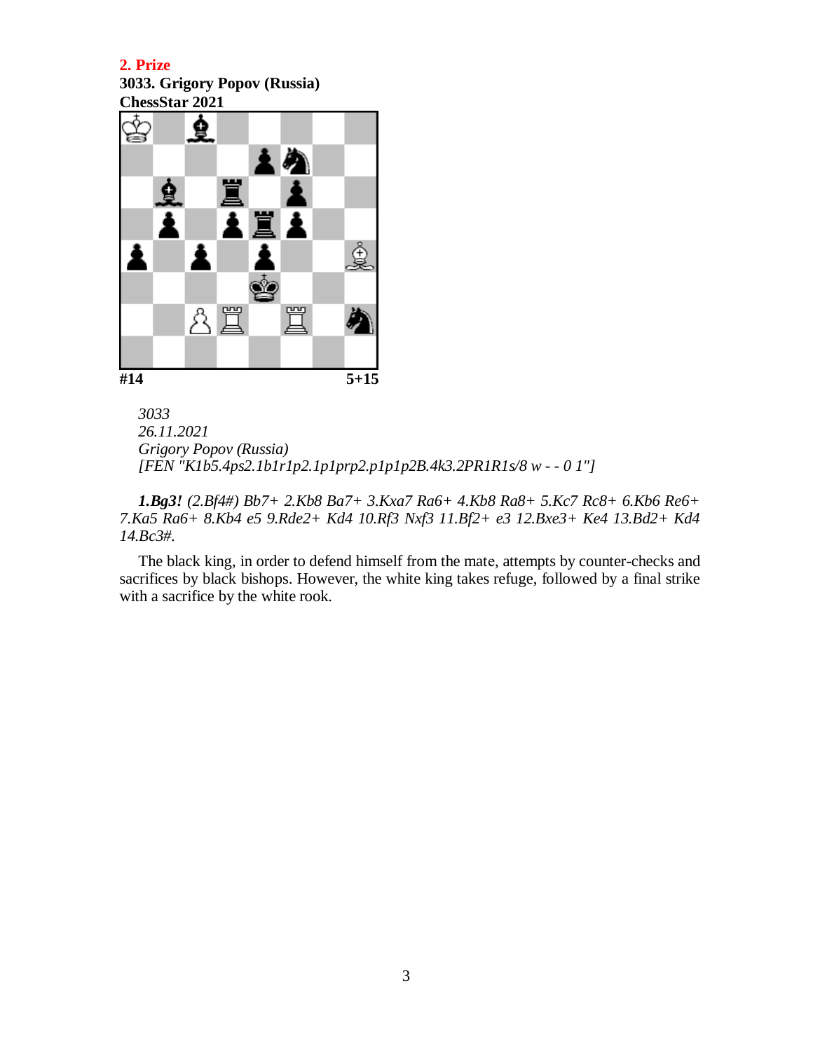**2. Prize**
**3033. Grigory Popov (Russia)**
**ChessStar 2021**

**#14** **5+15**

*3033*
*26.11.2021*
*Grigory Popov (Russia)*
*[FEN "K1b5.4ps2.1b1r1p2.1p1prp2.p1p1p2B.4k3.2PR1R1s/8 w - - 0 1"]*

***1.Bg3!*** *(2.Bf4#) Bb7+ 2.Kb8 Ba7+ 3.Kxa7 Ra6+ 4.Kb8 Ra8+ 5.Kc7 Rc8+ 6.Kb6 Re6+ 7.Ka5 Ra6+ 8.Kb4 e5 9.Rde2+ Kd4 10.Rf3 Nxf3 11.Bf2+ e3 12.Bxe3+ Ke4 13.Bd2+ Kd4 14.Bc3#.*

The black king, in order to defend himself from the mate, attempts by counter-checks and sacrifices by black bishops. However, the white king takes refuge, followed by a final strike with a sacrifice by the white rook.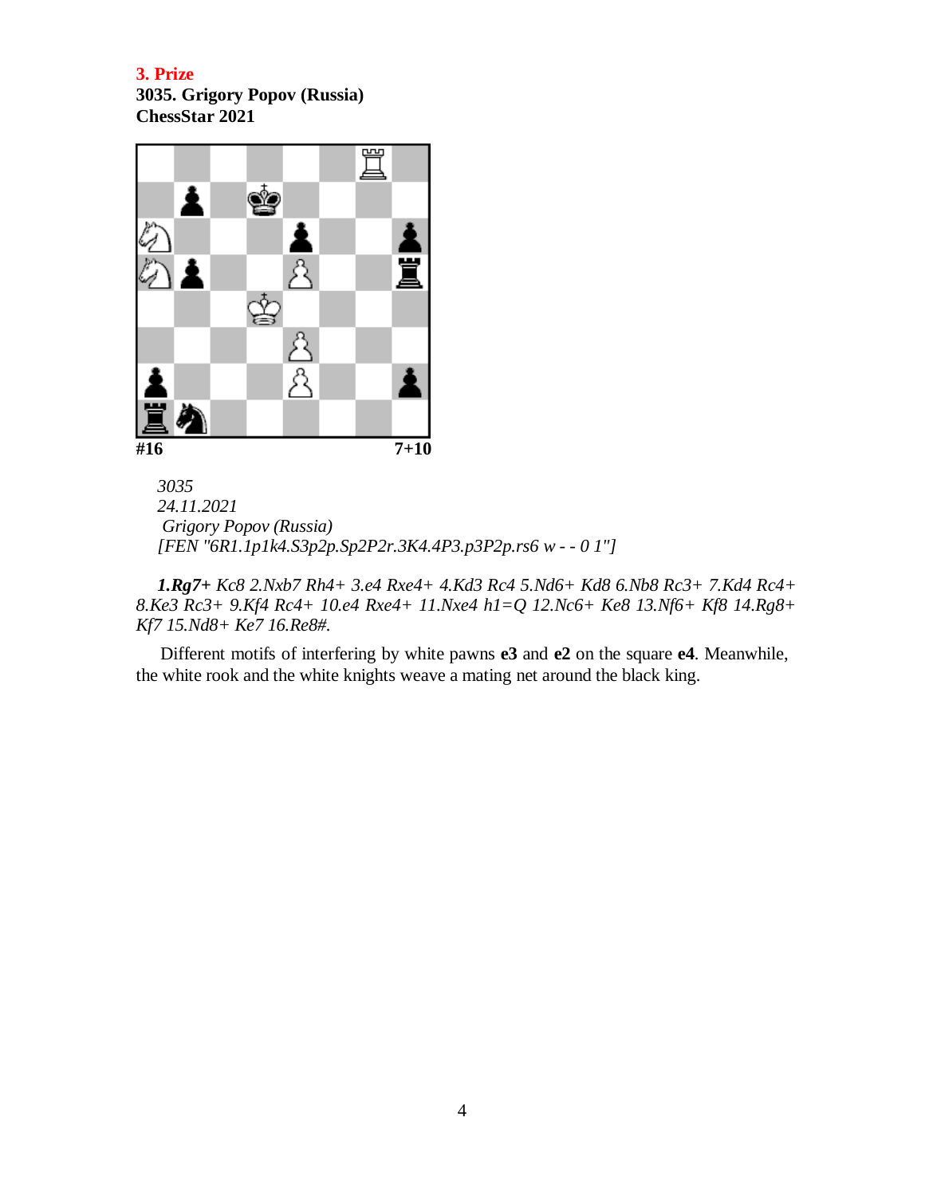**3. Prize**
**3035. Grigory Popov (Russia)**
**ChessStar 2021**

**#16** **7+10**

*3035*
*24.11.2021*
*Grigory Popov (Russia)*
*[FEN "6R1.1p1k4.S3p2p.Sp2P2r.3K4.4P3.p3P2p.rs6 w - - 0 1"]*

***1.Rg7+*** *Kc8 2.Nxb7 Rh4+ 3.e4 Rxe4+ 4.Kd3 Rc4 5.Nd6+ Kd8 6.Nb8 Rc3+ 7.Kd4 Rc4+ 8.Ke3 Rc3+ 9.Kf4 Rc4+ 10.e4 Rxe4+ 11.Nxe4 h1=Q 12.Nc6+ Ke8 13.Nf6+ Kf8 14.Rg8+ Kf7 15.Nd8+ Ke7 16.Re8#.*

Different motifs of interfering by white pawns **e3** and **e2** on the square **e4**. Meanwhile, the white rook and the white knights weave a mating net around the black king.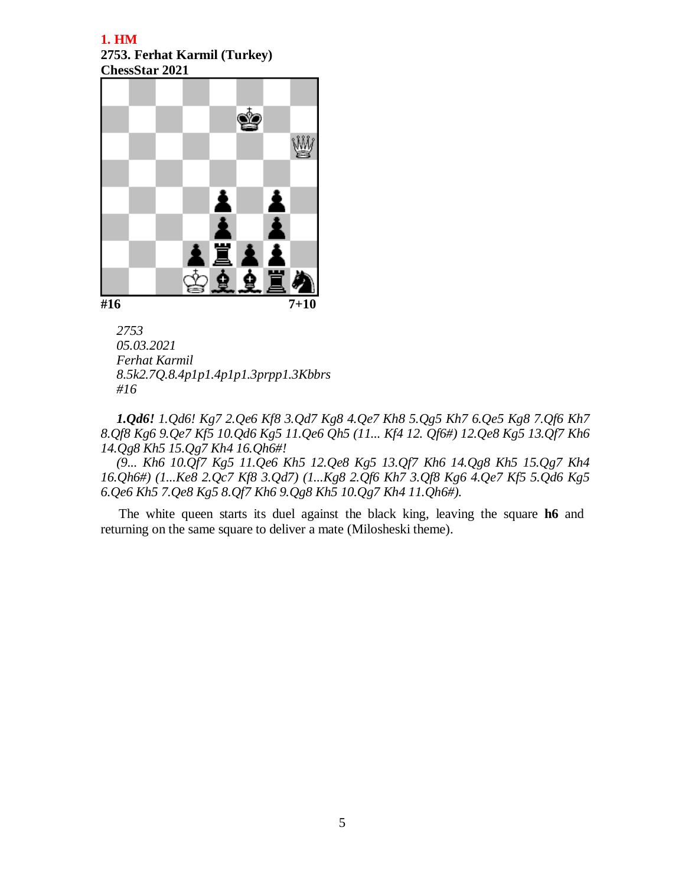**1. HM**
**2753. Ferhat Karmil (Turkey)**
**ChessStar 2021**

**#16** **7+10**

*2753*
*05.03.2021*
*Ferhat Karmil*
*8.5k2.7Q.8.4p1p1.4p1p1.3prpp1.3Kbbrs*
*#16*

***1.Qd6!*** *1.Qd6! Kg7 2.Qe6 Kf8 3.Qd7 Kg8 4.Qe7 Kh8 5.Qg5 Kh7 6.Qe5 Kg8 7.Qf6 Kh7 8.Qf8 Kg6 9.Qe7 Kf5 10.Qd6 Kg5 11.Qe6 Qh5 (11... Kf4 12. Qf6#) 12.Qe8 Kg5 13.Qf7 Kh6 14.Qg8 Kh5 15.Qg7 Kh4 16.Qh6#!*

*(9... Kh6 10.Qf7 Kg5 11.Qe6 Kh5 12.Qe8 Kg5 13.Qf7 Kh6 14.Qg8 Kh5 15.Qg7 Kh4 16.Qh6#) (1...Ke8 2.Qc7 Kf8 3.Qd7) (1...Kg8 2.Qf6 Kh7 3.Qf8 Kg6 4.Qe7 Kf5 5.Qd6 Kg5 6.Qe6 Kh5 7.Qe8 Kg5 8.Qf7 Kh6 9.Qg8 Kh5 10.Qg7 Kh4 11.Qh6#).*

The white queen starts its duel against the black king, leaving the square **h6** and returning on the same square to deliver a mate (Milosheski theme).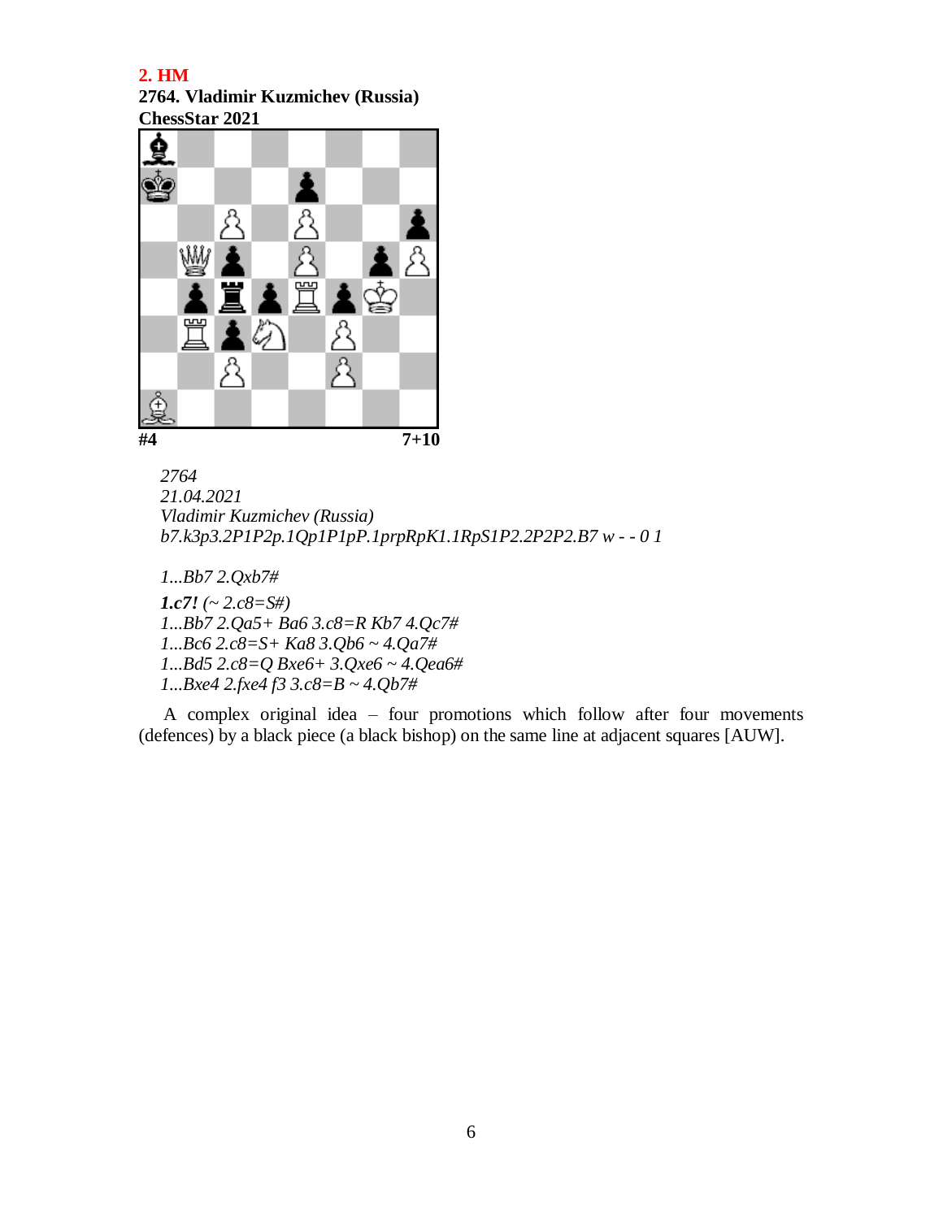**2. HM**

**2764. Vladimir Kuzmichev (Russia)**
**ChessStar 2021**

**#4** 7+10

*2764*
*21.04.2021*
*Vladimir Kuzmichev (Russia)*
*b7.k3p3.2P1P2p.1Qp1P1pP.1prpRpK1.1RpS1P2.2P2P2.B7 w - - 0 1*

*1...Bb7 2.Qxb7#*

***1.c7!*** *(~ 2.c8=S#)*
*1...Bb7 2.Qa5+ Ba6 3.c8=R Kb7 4.Qc7#*
*1...Bc6 2.c8=S+ Ka8 3.Qb6 ~ 4.Qa7#*
*1...Bd5 2.c8=Q Bxe6+ 3.Qxe6 ~ 4.Qea6#*
*1...Bxe4 2.fxe4 f3 3.c8=B ~ 4.Qb7#*

A complex original idea – four promotions which follow after four movements (defences) by a black piece (a black bishop) on the same line at adjacent squares [AUW].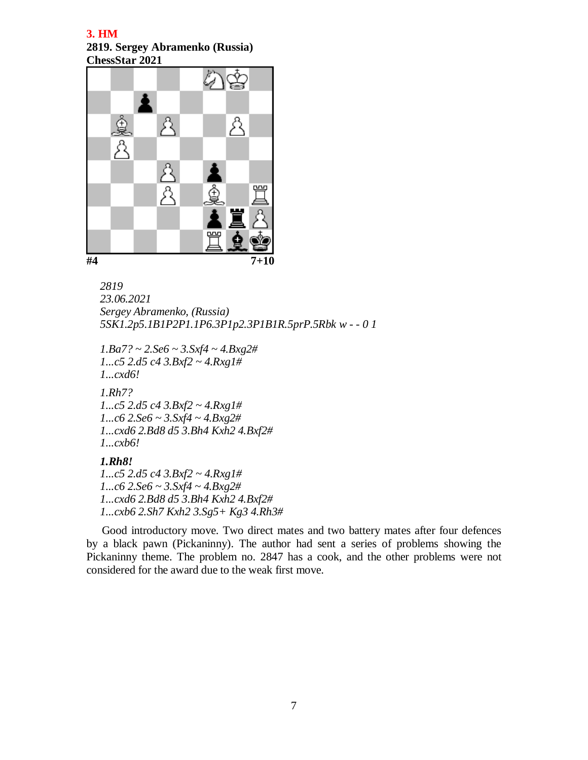**3. HM**

**2819. Sergey Abramenko (Russia)**
**ChessStar 2021**

**#4** **7+10**

*2819*
*23.06.2021*
*Sergey Abramenko, (Russia)*
*5SK1.2p5.1B1P2P1.1P6.3P1p2.3P1B1R.5prP.5Rbk w - - 0 1*

*1.Ba7? ~ 2.Se6 ~ 3.Sxf4 ~ 4.Bxg2#*
*1...c5 2.d5 c4 3.Bxf2 ~ 4.Rxg1#*
*1...cxd6!*

*1.Rh7?*
*1...c5 2.d5 c4 3.Bxf2 ~ 4.Rxg1#*
*1...c6 2.Se6 ~ 3.Sxf4 ~ 4.Bxg2#*
*1...cxd6 2.Bd8 d5 3.Bh4 Kxh2 4.Bxf2#*
*1...cxb6!*

***1.Rh8!***
*1...c5 2.d5 c4 3.Bxf2 ~ 4.Rxg1#*
*1...c6 2.Se6 ~ 3.Sxf4 ~ 4.Bxg2#*
*1...cxd6 2.Bd8 d5 3.Bh4 Kxh2 4.Bxf2#*
*1...cxb6 2.Sh7 Kxh2 3.Sg5+ Kg3 4.Rh3#*

Good introductory move. Two direct mates and two battery mates after four defences by a black pawn (Pickaninny). The author had sent a series of problems showing the Pickaninny theme. The problem no. 2847 has a cook, and the other problems were not considered for the award due to the weak first move.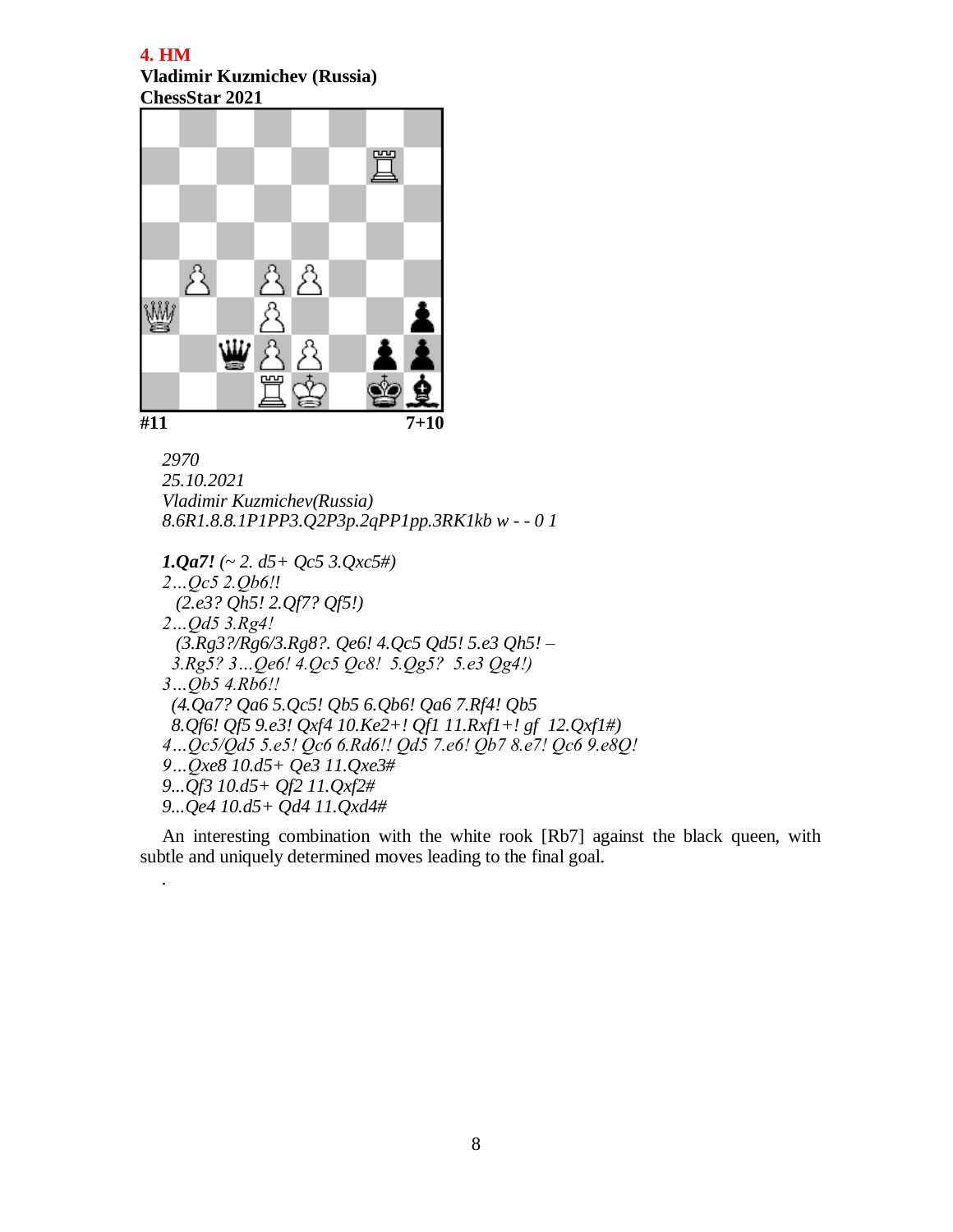**4. HM**
**Vladimir Kuzmichev (Russia)**
**ChessStar 2021**

**#11** **7+10**

*2970*
*25.10.2021*
*Vladimir Kuzmichev(Russia)*
*8.6R1.8.8.1P1PP3.Q2P3p.2qPP1pp.3RK1kb w - - 0 1*

***1.Qa7!*** *(~ 2. d5+ Qc5 3.Qxc5#)*
*2…Qc5 2.Qb6!!*
*(2.e3? Qh5! 2.Qf7? Qf5!)*
*2…Qd5 3.Rg4!*
*(3.Rg3?/Rg6/3.Rg8?. Qe6! 4.Qc5 Qd5! 5.e3 Qh5! –*
*3.Rg5? 3…Qe6! 4.Qc5 Qc8! 5.Qg5? 5.e3 Qg4!)*
*3…Qb5 4.Rb6!!*
*(4.Qa7? Qa6 5.Qc5! Qb5 6.Qb6! Qa6 7.Rf4! Qb5*
*8.Qf6! Qf5 9.e3! Qxf4 10.Ke2+! Qf1 11.Rxf1+! gf 12.Qxf1#)*
*4…Qc5/Qd5 5.e5! Qc6 6.Rd6!! Qd5 7.e6! Qb7 8.e7! Qc6 9.e8Q!*
*9…Qxe8 10.d5+ Qe3 11.Qxe3#*
*9...Qf3 10.d5+ Qf2 11.Qxf2#*
*9...Qe4 10.d5+ Qd4 11.Qxd4#*

An interesting combination with the white rook [Rb7] against the black queen, with subtle and uniquely determined moves leading to the final goal.

.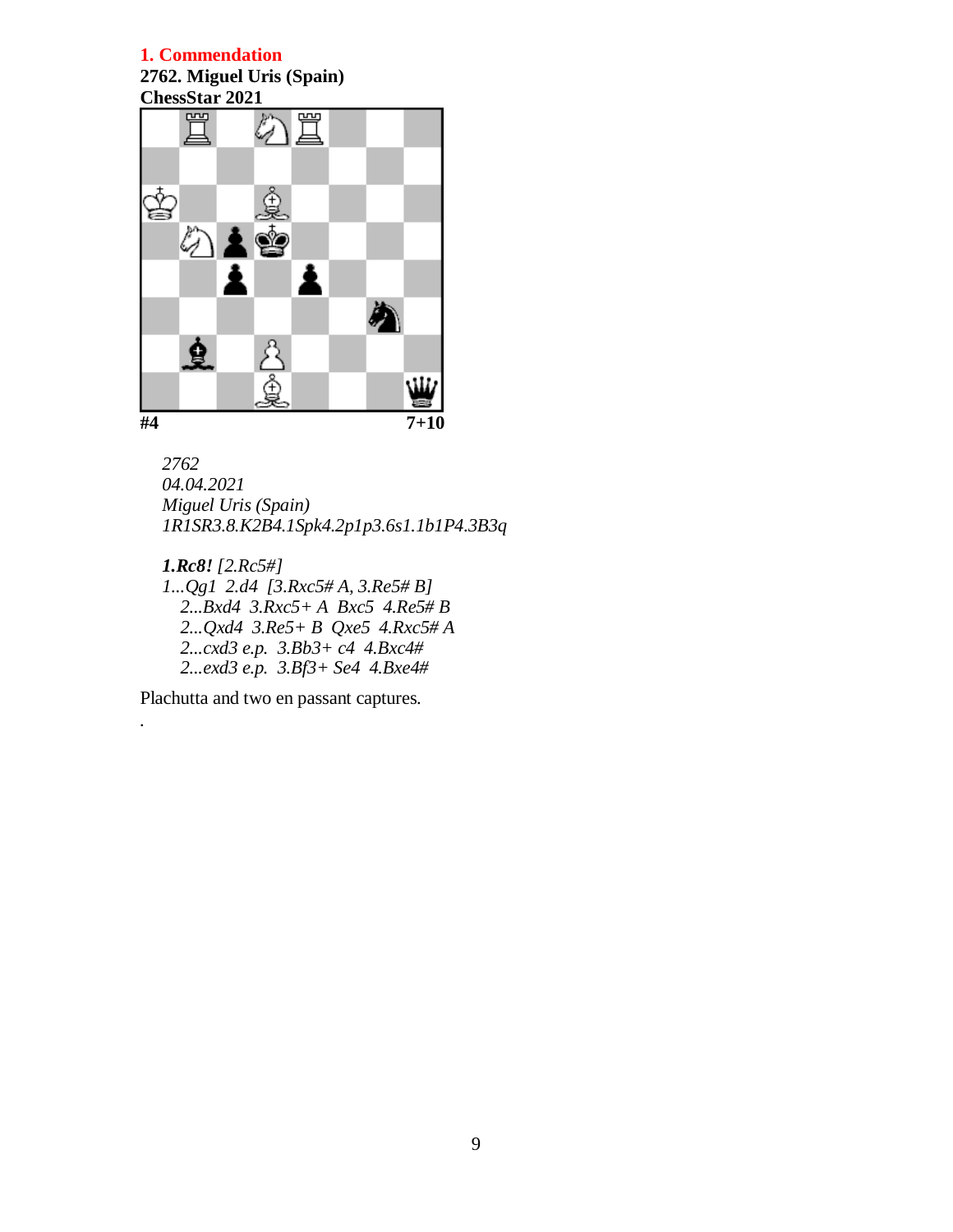**1. Commendation**

**2762. Miguel Uris (Spain)**
**ChessStar 2021**

**#4** **7+10**

*2762*
*04.04.2021*
*Miguel Uris (Spain)*
*1R1SR3.8.K2B4.1Spk4.2p1p3.6s1.1b1P4.3B3q*

***1.Rc8!*** *[2.Rc5#]*
*1...Qg1 2.d4 [3.Rxc5# A, 3.Re5# B]*
*2...Bxd4 3.Rxc5+ A Bxc5 4.Re5# B*
*2...Qxd4 3.Re5+ B Qxe5 4.Rxc5# A*
*2...cxd3 e.p. 3.Bb3+ c4 4.Bxc4#*
*2...exd3 e.p. 3.Bf3+ Se4 4.Bxe4#*

Plachutta and two en passant captures.

.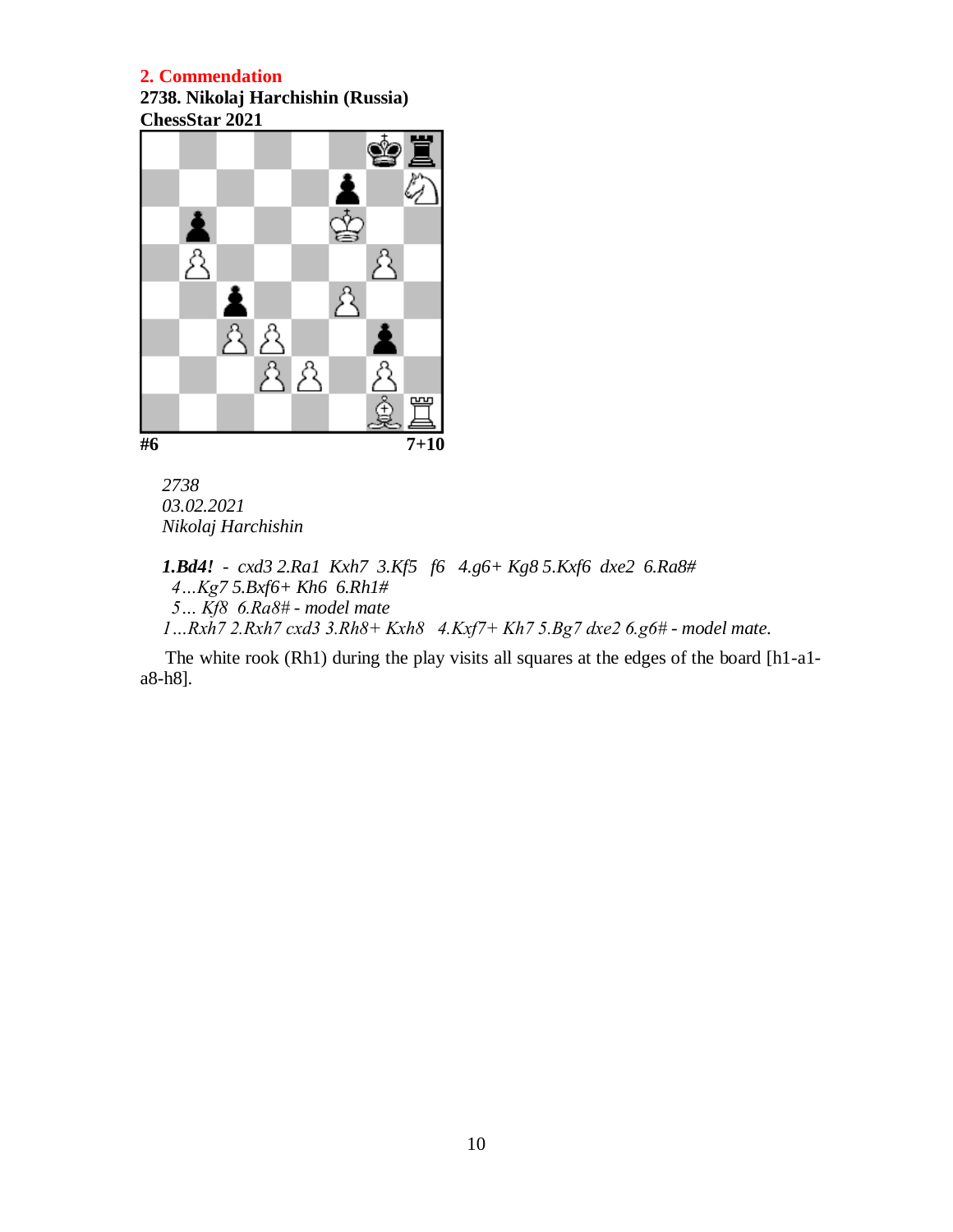## 2. Commendation

**2738. Nikolaj Harchishin (Russia)**
**ChessStar 2021**

**#6** **7+10**

*2738*
*03.02.2021*
*Nikolaj Harchishin*

***1.Bd4!*** *- cxd3 2.Ra1 Kxh7 3.Kf5 f6 4.g6+ Kg8 5.Kxf6 dxe2 6.Ra8#*
*4…Kg7 5.Bxf6+ Kh6 6.Rh1#*
*5… Kf8 6.Ra8# - model mate*
*1…Rxh7 2.Rxh7 cxd3 3.Rh8+ Kxh8 4.Kxf7+ Kh7 5.Bg7 dxe2 6.g6# - model mate.*

The white rook (Rh1) during the play visits all squares at the edges of the board [h1-a1-a8-h8].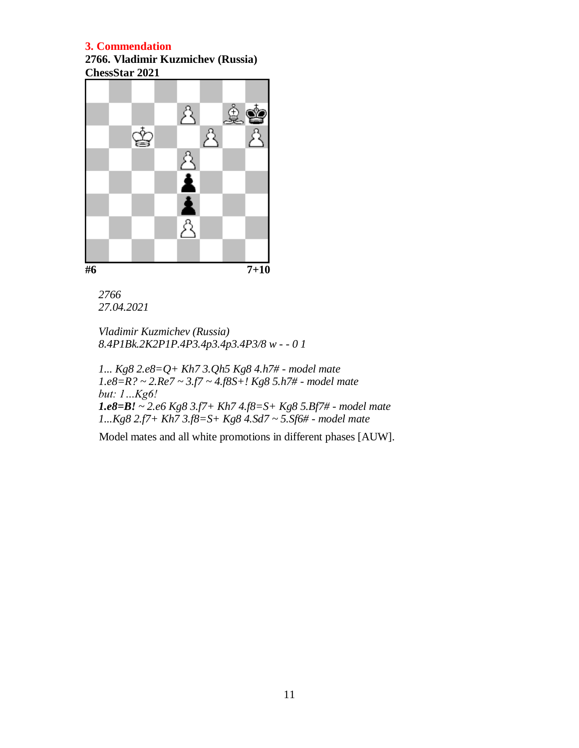**3. Commendation**

**2766. Vladimir Kuzmichev (Russia)**
**ChessStar 2021**

**#6** **7+10**

*2766*
*27.04.2021*

*Vladimir Kuzmichev (Russia)*
*8.4P1Bk.2K2P1P.4P3.4p3.4p3.4P3/8 w - - 0 1*

*1... Kg8 2.e8=Q+ Kh7 3.Qh5 Kg8 4.h7# - model mate*
*1.e8=R? ~ 2.Re7 ~ 3.f7 ~ 4.f8S+! Kg8 5.h7# - model mate*
*but: 1...Kg6!*
***1.e8=B!*** *~ 2.e6 Kg8 3.f7+ Kh7 4.f8=S+ Kg8 5.Bf7# - model mate*
*1...Kg8 2.f7+ Kh7 3.f8=S+ Kg8 4.Sd7 ~ 5.Sf6# - model mate*

Model mates and all white promotions in different phases [AUW].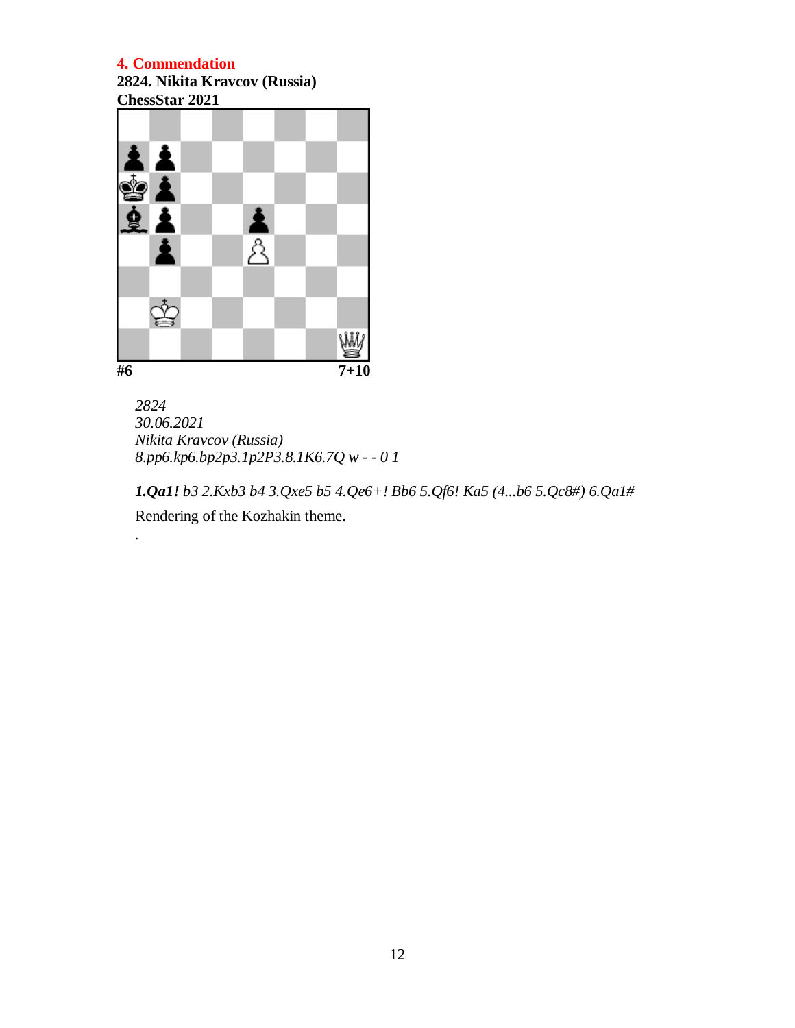**4. Commendation**

**2824. Nikita Kravcov (Russia)**

**ChessStar 2021**

**#6** **7+10**

*2824*

*30.06.2021*

*Nikita Kravcov (Russia)*

*8.pp6.kp6.bp2p3.1p2P3.8.1K6.7Q w - - 0 1*

***1.Qa1!** b3 2.Kxb3 b4 3.Qxe5 b5 4.Qe6+! Bb6 5.Qf6! Ka5 (4...b6 5.Qc8#) 6.Qa1#*

Rendering of the Kozhakin theme.

.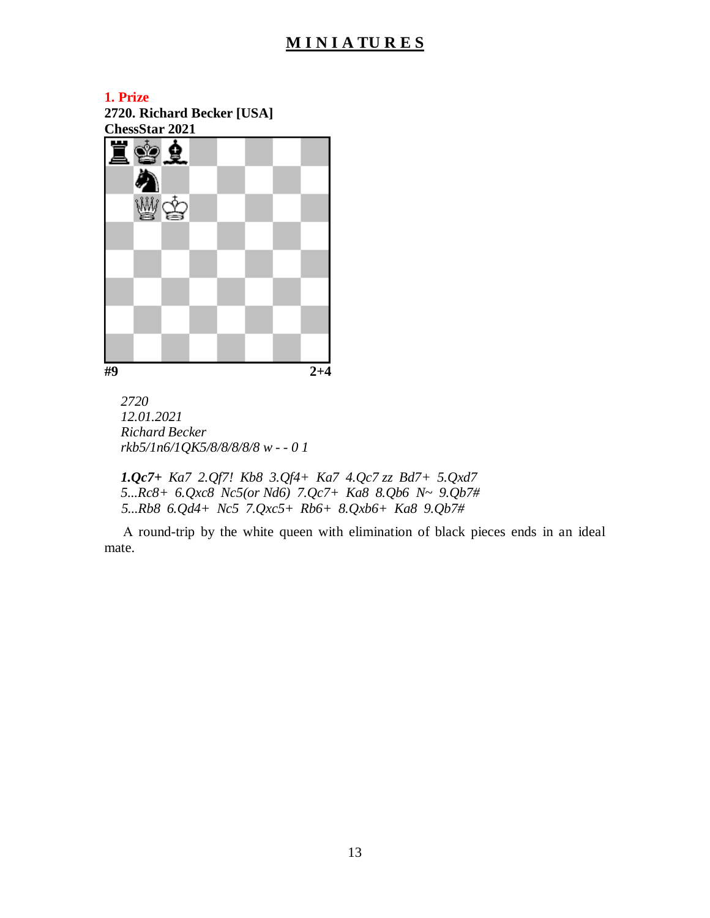# MINIATURES

**1. Prize**

**2720. Richard Becker [USA]**
**ChessStar 2021**

**#9** **2+4**

*2720*
*12.01.2021*
*Richard Becker*
*rkb5/1n6/1QK5/8/8/8/8/8 w - - 0 1*

***1.Qc7+*** *Ka7 2.Qf7! Kb8 3.Qf4+ Ka7 4.Qc7 zz Bd7+ 5.Qxd7*
*5...Rc8+ 6.Qxc8 Nc5(or Nd6) 7.Qc7+ Ka8 8.Qb6 N~ 9.Qb7#*
*5...Rb8 6.Qd4+ Nc5 7.Qxc5+ Rb6+ 8.Qxb6+ Ka8 9.Qb7#*

A round-trip by the white queen with elimination of black pieces ends in an ideal mate.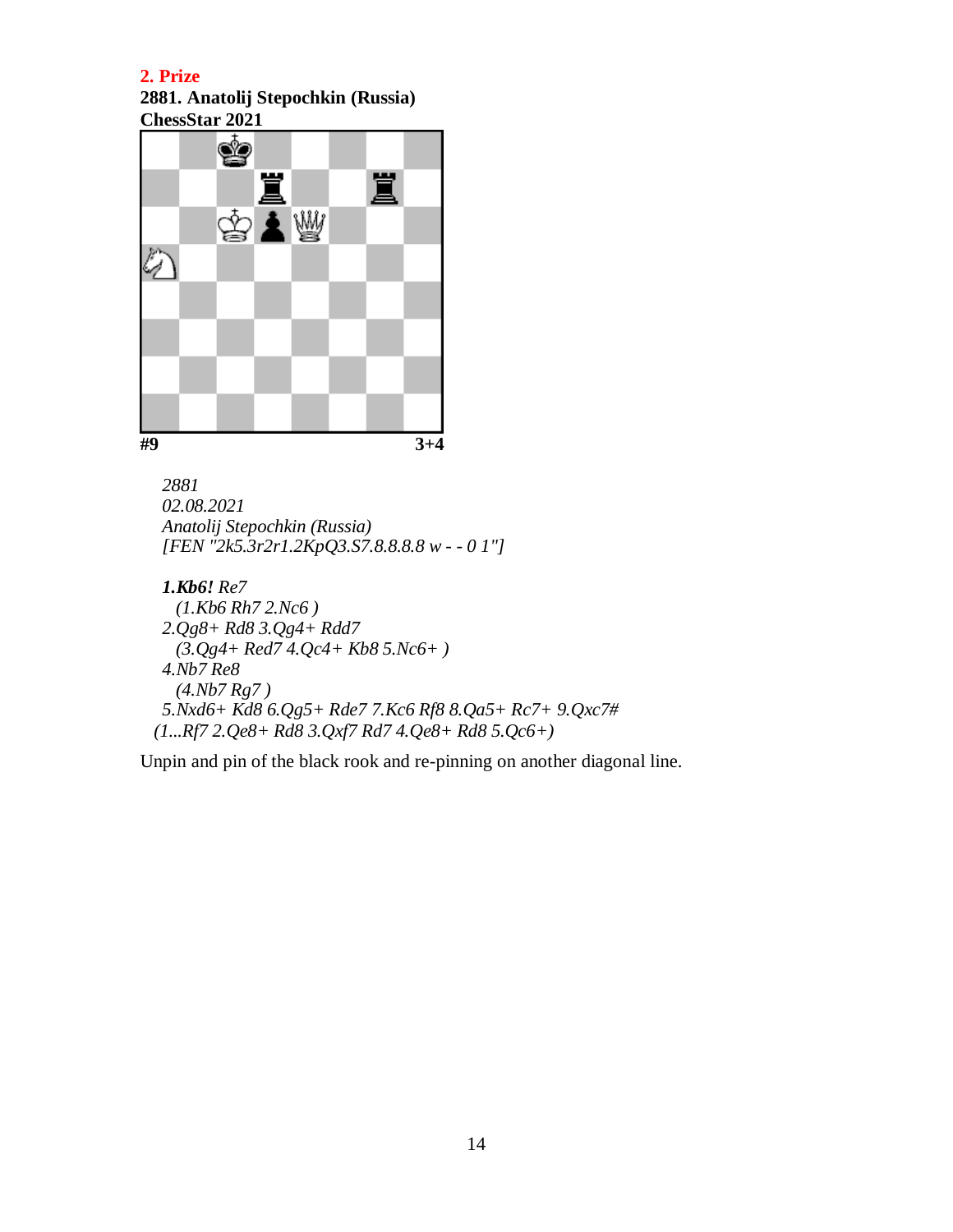**2. Prize**

**2881. Anatolij Stepochkin (Russia)**

**ChessStar 2021**

**#9** **3+4**

*2881*
*02.08.2021*
*Anatolij Stepochkin (Russia)*
*[FEN "2k5.3r2r1.2KpQ3.S7.8.8.8.8 w - - 0 1"]*

***1.Kb6!*** *Re7*
*(1.Kb6 Rh7 2.Nc6 )*
*2.Qg8+ Rd8 3.Qg4+ Rdd7*
*(3.Qg4+ Red7 4.Qc4+ Kb8 5.Nc6+ )*
*4.Nb7 Re8*
*(4.Nb7 Rg7 )*
*5.Nxd6+ Kd8 6.Qg5+ Rde7 7.Kc6 Rf8 8.Qa5+ Rc7+ 9.Qxc7#*
*(1...Rf7 2.Qe8+ Rd8 3.Qxf7 Rd7 4.Qe8+ Rd8 5.Qc6+)*

Unpin and pin of the black rook and re-pinning on another diagonal line.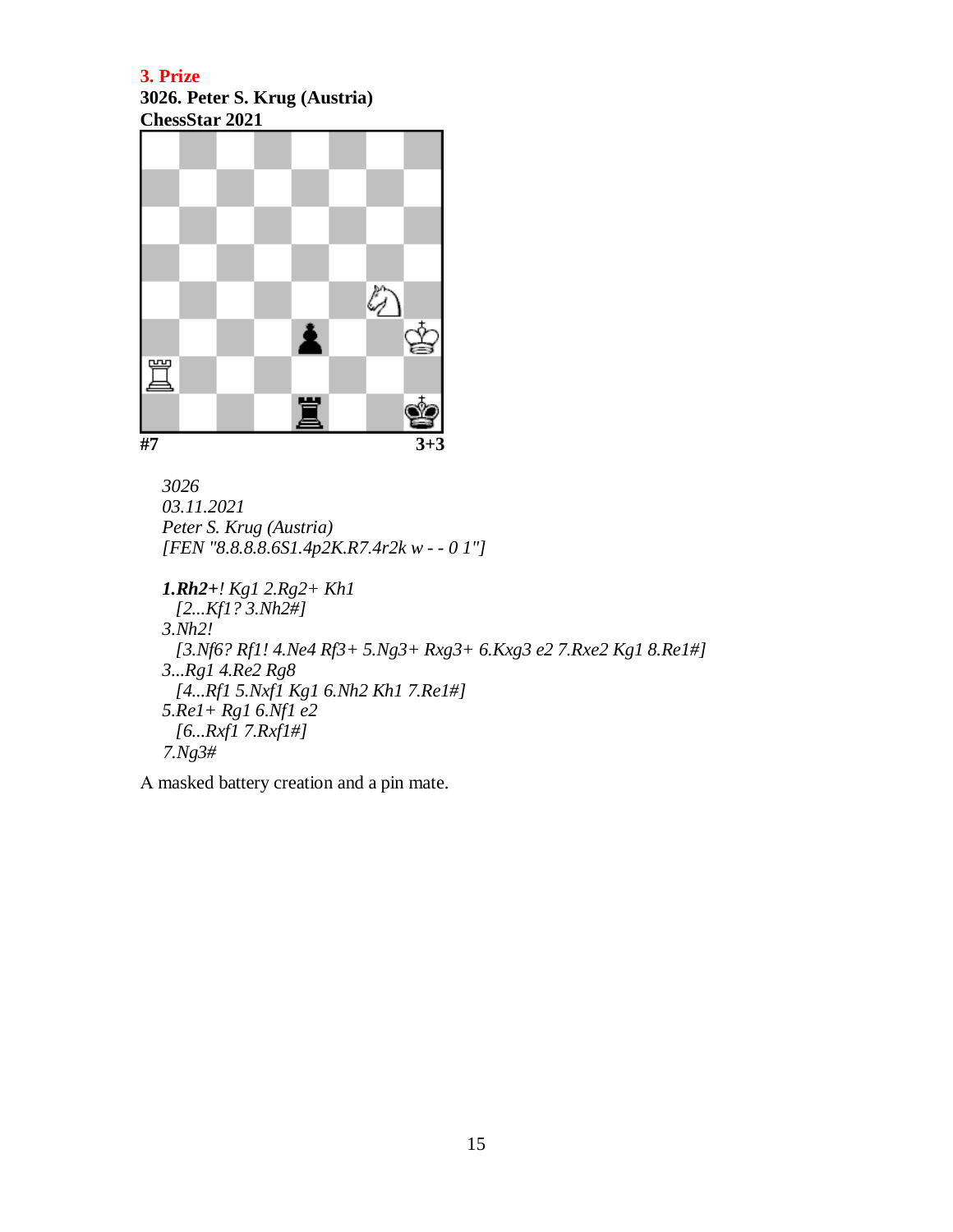**3. Prize**

**3026. Peter S. Krug (Austria)**
**ChessStar 2021**

**#7** **3+3**

*3026*
*03.11.2021*
*Peter S. Krug (Austria)*
*[FEN "8.8.8.8.6S1.4p2K.R7.4r2k w - - 0 1"]*

***1.Rh2+****! Kg1 2.Rg2+ Kh1*
*[2...Kf1? 3.Nh2#]*
*3.Nh2!*
*[3.Nf6? Rf1! 4.Ne4 Rf3+ 5.Ng3+ Rxg3+ 6.Kxg3 e2 7.Rxe2 Kg1 8.Re1#]*
*3...Rg1 4.Re2 Rg8*
*[4...Rf1 5.Nxf1 Kg1 6.Nh2 Kh1 7.Re1#]*
*5.Re1+ Rg1 6.Nf1 e2*
*[6...Rxf1 7.Rxf1#]*
*7.Ng3#*

A masked battery creation and a pin mate.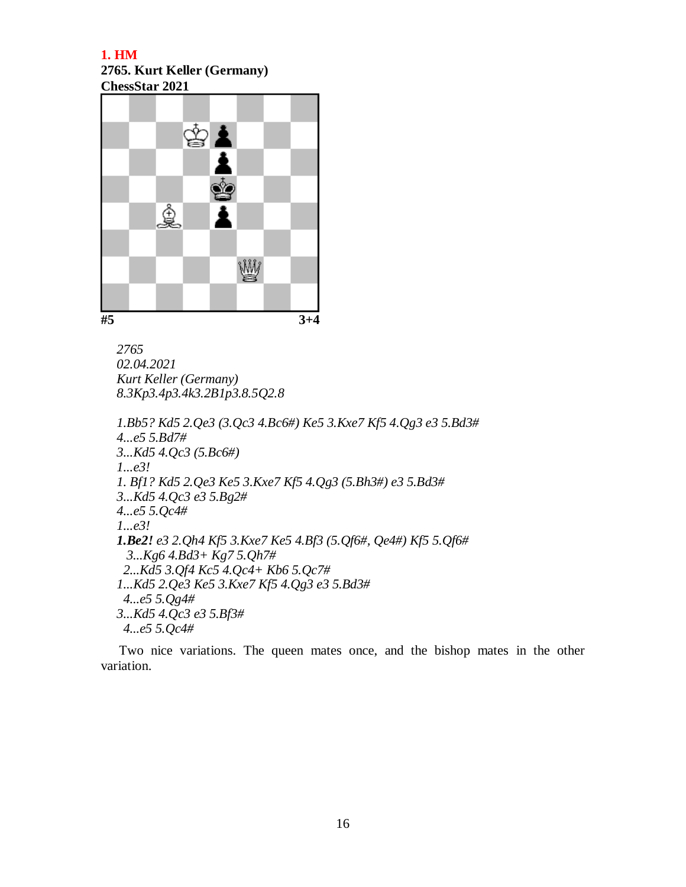**1. HM**
**2765. Kurt Keller (Germany)**
**ChessStar 2021**

#5 3+4

*2765*
*02.04.2021*
*Kurt Keller (Germany)*
*8.3Kp3.4p3.4k3.2B1p3.8.5Q2.8*

*1.Bb5? Kd5 2.Qe3 (3.Qc3 4.Bc6#) Ke5 3.Kxe7 Kf5 4.Qg3 e3 5.Bd3#*
*4...e5 5.Bd7#*
*3...Kd5 4.Qc3 (5.Bc6#)*
*1...e3!*
*1. Bf1? Kd5 2.Qe3 Ke5 3.Kxe7 Kf5 4.Qg3 (5.Bh3#) e3 5.Bd3#*
*3...Kd5 4.Qc3 e3 5.Bg2#*
*4...e5 5.Qc4#*
*1...e3!*
***1.Be2!** e3 2.Qh4 Kf5 3.Kxe7 Ke5 4.Bf3 (5.Qf6#, Qe4#) Kf5 5.Qf6#*
*3...Kg6 4.Bd3+ Kg7 5.Qh7#*
*2...Kd5 3.Qf4 Kc5 4.Qc4+ Kb6 5.Qc7#*
*1...Kd5 2.Qe3 Ke5 3.Kxe7 Kf5 4.Qg3 e3 5.Bd3#*
*4...e5 5.Qg4#*
*3...Kd5 4.Qc3 e3 5.Bf3#*
*4...e5 5.Qc4#*

Two nice variations. The queen mates once, and the bishop mates in the other variation.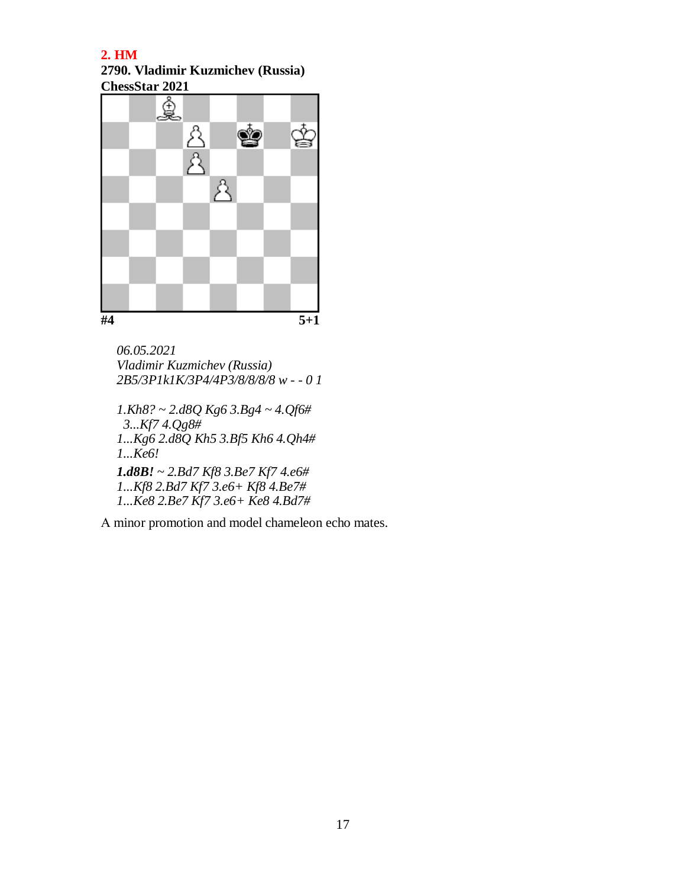**2. HM**

**2790. Vladimir Kuzmichev (Russia)**
**ChessStar 2021**

**#4** **5+1**

*06.05.2021*
*Vladimir Kuzmichev (Russia)*
*2B5/3P1k1K/3P4/4P3/8/8/8/8 w - - 0 1*

*1.Kh8? ~ 2.d8Q Kg6 3.Bg4 ~ 4.Qf6#*
*3...Kf7 4.Qg8#*
*1...Kg6 2.d8Q Kh5 3.Bf5 Kh6 4.Qh4#*
*1...Ke6!*

***1.d8B!*** *~ 2.Bd7 Kf8 3.Be7 Kf7 4.e6#*
*1...Kf8 2.Bd7 Kf7 3.e6+ Kf8 4.Be7#*
*1...Ke8 2.Be7 Kf7 3.e6+ Ke8 4.Bd7#*

A minor promotion and model chameleon echo mates.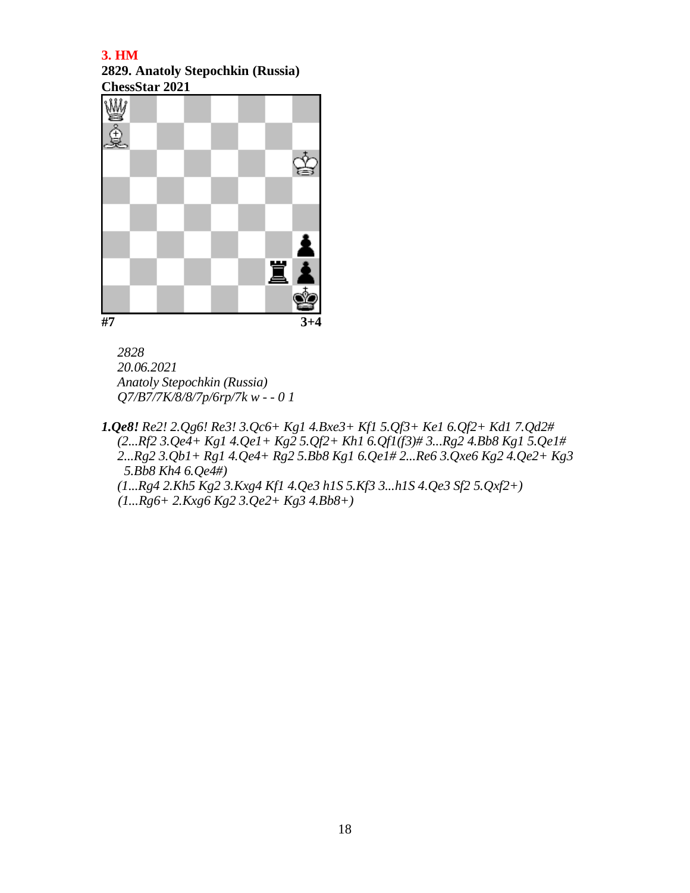**3. HM**

**2829. Anatoly Stepochkin (Russia)**
**ChessStar 2021**

#7 3+4

*2828*
*20.06.2021*
*Anatoly Stepochkin (Russia)*
*Q7/B7/7K/8/8/7p/6rp/7k w - - 0 1*

***1.Qe8!*** *Re2! 2.Qg6! Re3! 3.Qc6+ Kg1 4.Bxe3+ Kf1 5.Qf3+ Ke1 6.Qf2+ Kd1 7.Qd2#*
*(2...Rf2 3.Qe4+ Kg1 4.Qe1+ Kg2 5.Qf2+ Kh1 6.Qf1(f3)# 3...Rg2 4.Bb8 Kg1 5.Qe1#*
*2...Rg2 3.Qb1+ Rg1 4.Qe4+ Rg2 5.Bb8 Kg1 6.Qe1# 2...Re6 3.Qxe6 Kg2 4.Qe2+ Kg3*
*5.Bb8 Kh4 6.Qe4#)*
*(1...Rg4 2.Kh5 Kg2 3.Kxg4 Kf1 4.Qe3 h1S 5.Kf3 3...h1S 4.Qe3 Sf2 5.Qxf2+)*
*(1...Rg6+ 2.Kxg6 Kg2 3.Qe2+ Kg3 4.Bb8+)*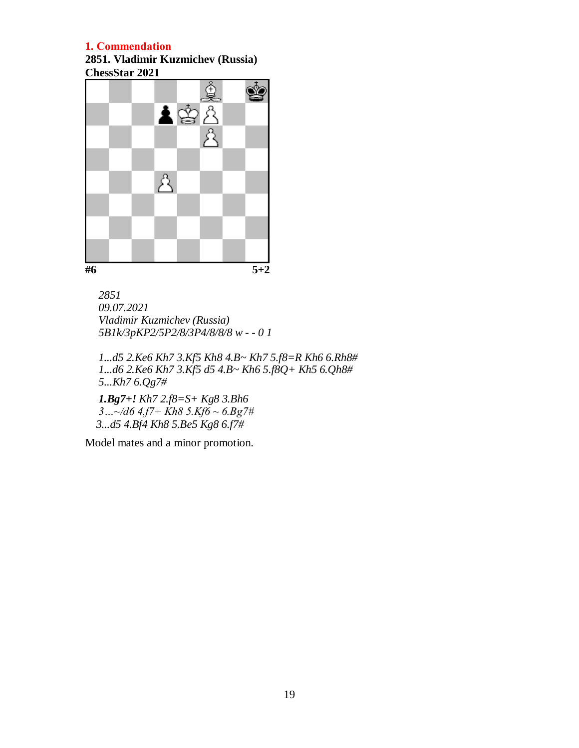**1. Commendation**

**2851. Vladimir Kuzmichev (Russia)**
**ChessStar 2021**

**#6** **5+2**

*2851*
*09.07.2021*
*Vladimir Kuzmichev (Russia)*
*5B1k/3pKP2/5P2/8/3P4/8/8/8 w - - 0 1*

*1...d5 2.Ke6 Kh7 3.Kf5 Kh8 4.B~ Kh7 5.f8=R Kh6 6.Rh8#*
*1...d6 2.Ke6 Kh7 3.Kf5 d5 4.B~ Kh6 5.f8Q+ Kh5 6.Qh8#*
*5...Kh7 6.Qg7#*

***1.Bg7+!*** *Kh7 2.f8=S+ Kg8 3.Bh6*
*3…~/d6 4.f7+ Kh8 5.Kf6 ~ 6.Bg7#*
*3...d5 4.Bf4 Kh8 5.Be5 Kg8 6.f7#*

Model mates and a minor promotion.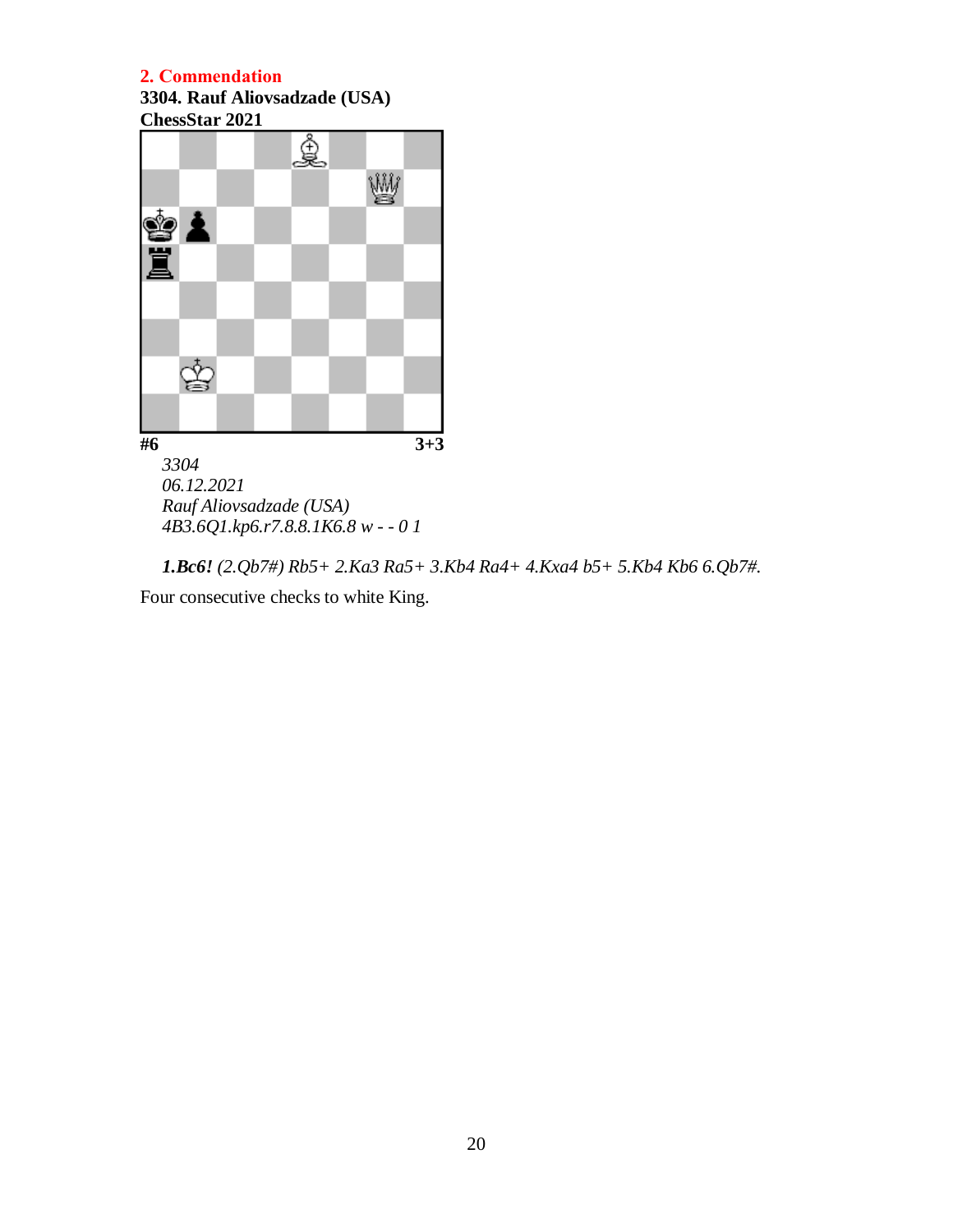**2. Commendation**

**3304. Rauf Aliovsadzade (USA)**

**ChessStar 2021**

**#6** **3+3**

*3304*

*06.12.2021*

*Rauf Aliovsadzade (USA)*

*4B3.6Q1.kp6.r7.8.8.1K6.8 w - - 0 1*

***1.Bc6!*** *(2.Qb7#) Rb5+ 2.Ka3 Ra5+ 3.Kb4 Ra4+ 4.Kxa4 b5+ 5.Kb4 Kb6 6.Qb7#.*

Four consecutive checks to white King.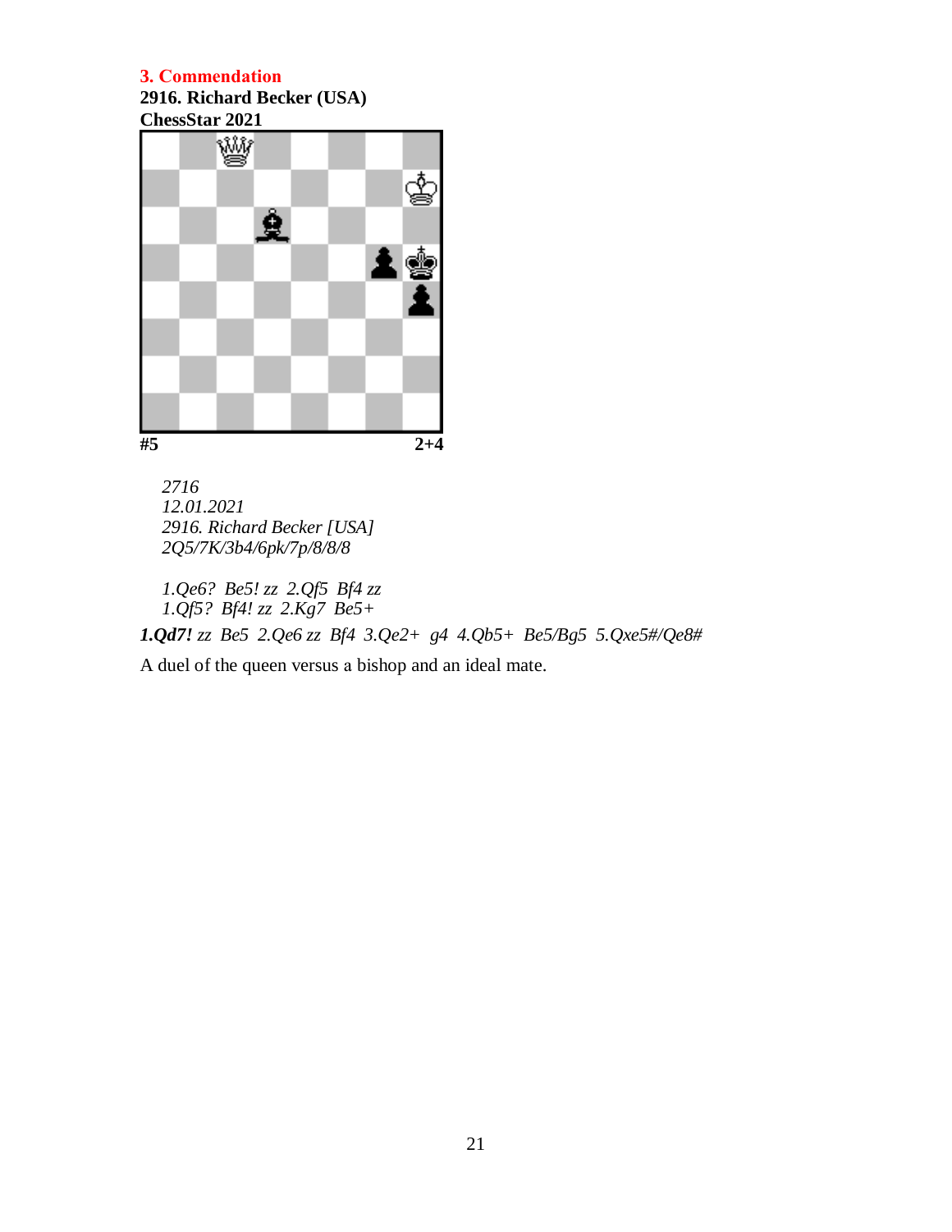**3. Commendation**

**2916. Richard Becker (USA)**
**ChessStar 2021**

**#5** **2+4**

*2716*
*12.01.2021*
*2916. Richard Becker [USA]*
*2Q5/7K/3b4/6pk/7p/8/8/8*

*1.Qe6? Be5! zz 2.Qf5 Bf4 zz*
*1.Qf5? Bf4! zz 2.Kg7 Be5+*

***1.Qd7!** zz Be5 2.Qe6 zz Bf4 3.Qe2+ g4 4.Qb5+ Be5/Bg5 5.Qxe5#/Qe8#*

A duel of the queen versus a bishop and an ideal mate.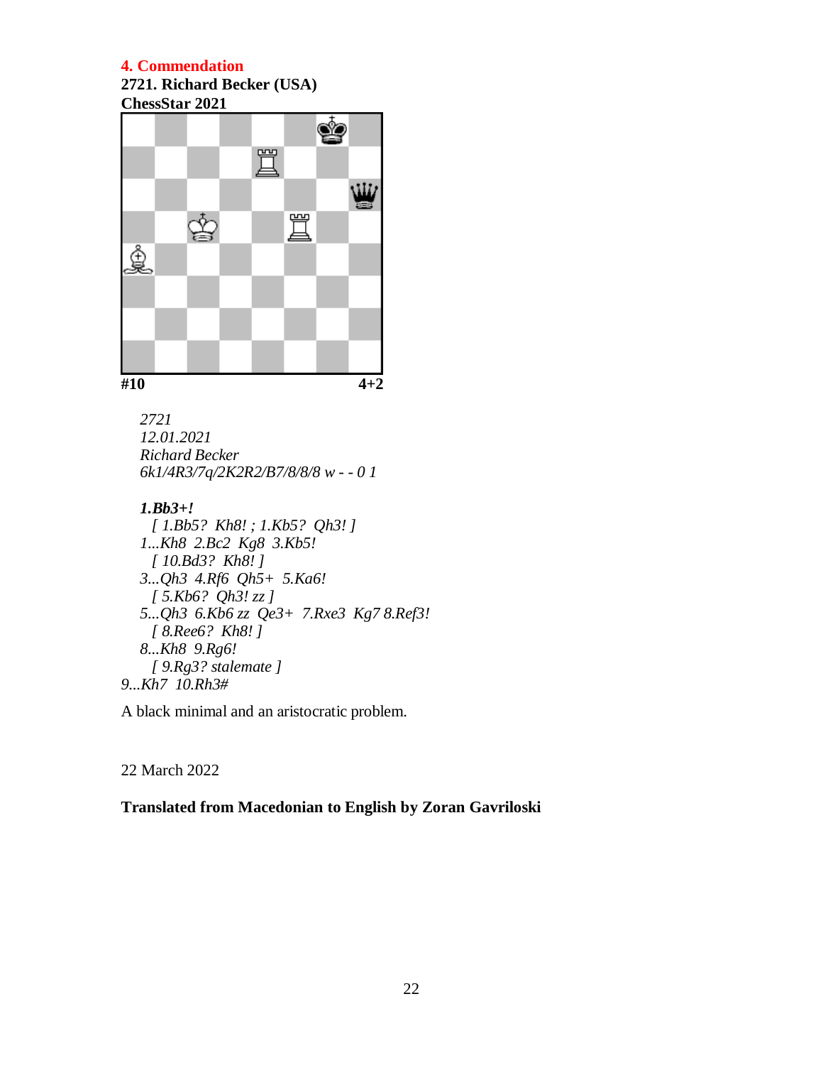**4. Commendation**

**2721. Richard Becker (USA)**

**ChessStar 2021**

**#10** **4+2**

*2721*

*12.01.2021*

*Richard Becker*

*6k1/4R3/7q/2K2R2/B7/8/8/8 w - - 0 1*

***1.Bb3+!***

*[ 1.Bb5? Kh8! ; 1.Kb5? Qh3! ]*

*1...Kh8 2.Bc2 Kg8 3.Kb5!*

*[ 10.Bd3? Kh8! ]*

*3...Qh3 4.Rf6 Qh5+ 5.Ka6!*

*[ 5.Kb6? Qh3! zz ]*

*5...Qh3 6.Kb6 zz Qe3+ 7.Rxe3 Kg7 8.Ref3!*

*[ 8.Ree6? Kh8! ]*

*8...Kh8 9.Rg6!*

*[ 9.Rg3? stalemate ]*

*9...Kh7 10.Rh3#*

A black minimal and an aristocratic problem.

22 March 2022

**Translated from Macedonian to English by Zoran Gavriloski**